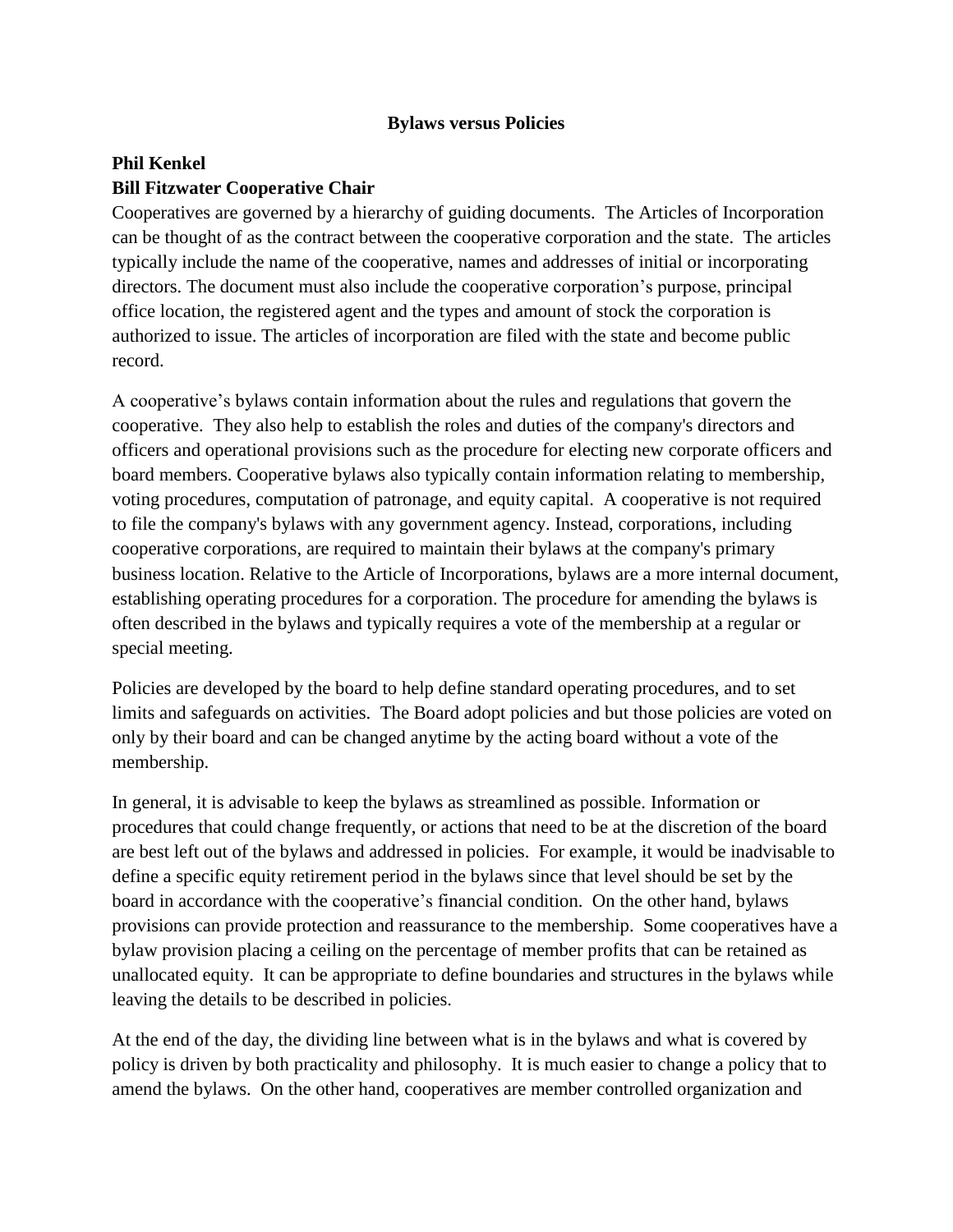# Bylaws versus Policies

**Phil Kenkel**
**Bill Fitzwater Cooperative Chair**

Cooperatives are governed by a hierarchy of guiding documents. The Articles of Incorporation can be thought of as the contract between the cooperative corporation and the state. The articles typically include the name of the cooperative, names and addresses of initial or incorporating directors. The document must also include the cooperative corporation's purpose, principal office location, the registered agent and the types and amount of stock the corporation is authorized to issue. The articles of incorporation are filed with the state and become public record.

A cooperative's bylaws contain information about the rules and regulations that govern the cooperative. They also help to establish the roles and duties of the company's directors and officers and operational provisions such as the procedure for electing new corporate officers and board members. Cooperative bylaws also typically contain information relating to membership, voting procedures, computation of patronage, and equity capital. A cooperative is not required to file the company's bylaws with any government agency. Instead, corporations, including cooperative corporations, are required to maintain their bylaws at the company's primary business location. Relative to the Article of Incorporations, bylaws are a more internal document, establishing operating procedures for a corporation. The procedure for amending the bylaws is often described in the bylaws and typically requires a vote of the membership at a regular or special meeting.

Policies are developed by the board to help define standard operating procedures, and to set limits and safeguards on activities. The Board adopt policies and but those policies are voted on only by their board and can be changed anytime by the acting board without a vote of the membership.

In general, it is advisable to keep the bylaws as streamlined as possible. Information or procedures that could change frequently, or actions that need to be at the discretion of the board are best left out of the bylaws and addressed in policies. For example, it would be inadvisable to define a specific equity retirement period in the bylaws since that level should be set by the board in accordance with the cooperative's financial condition. On the other hand, bylaws provisions can provide protection and reassurance to the membership. Some cooperatives have a bylaw provision placing a ceiling on the percentage of member profits that can be retained as unallocated equity. It can be appropriate to define boundaries and structures in the bylaws while leaving the details to be described in policies.

At the end of the day, the dividing line between what is in the bylaws and what is covered by policy is driven by both practicality and philosophy. It is much easier to change a policy that to amend the bylaws. On the other hand, cooperatives are member controlled organization and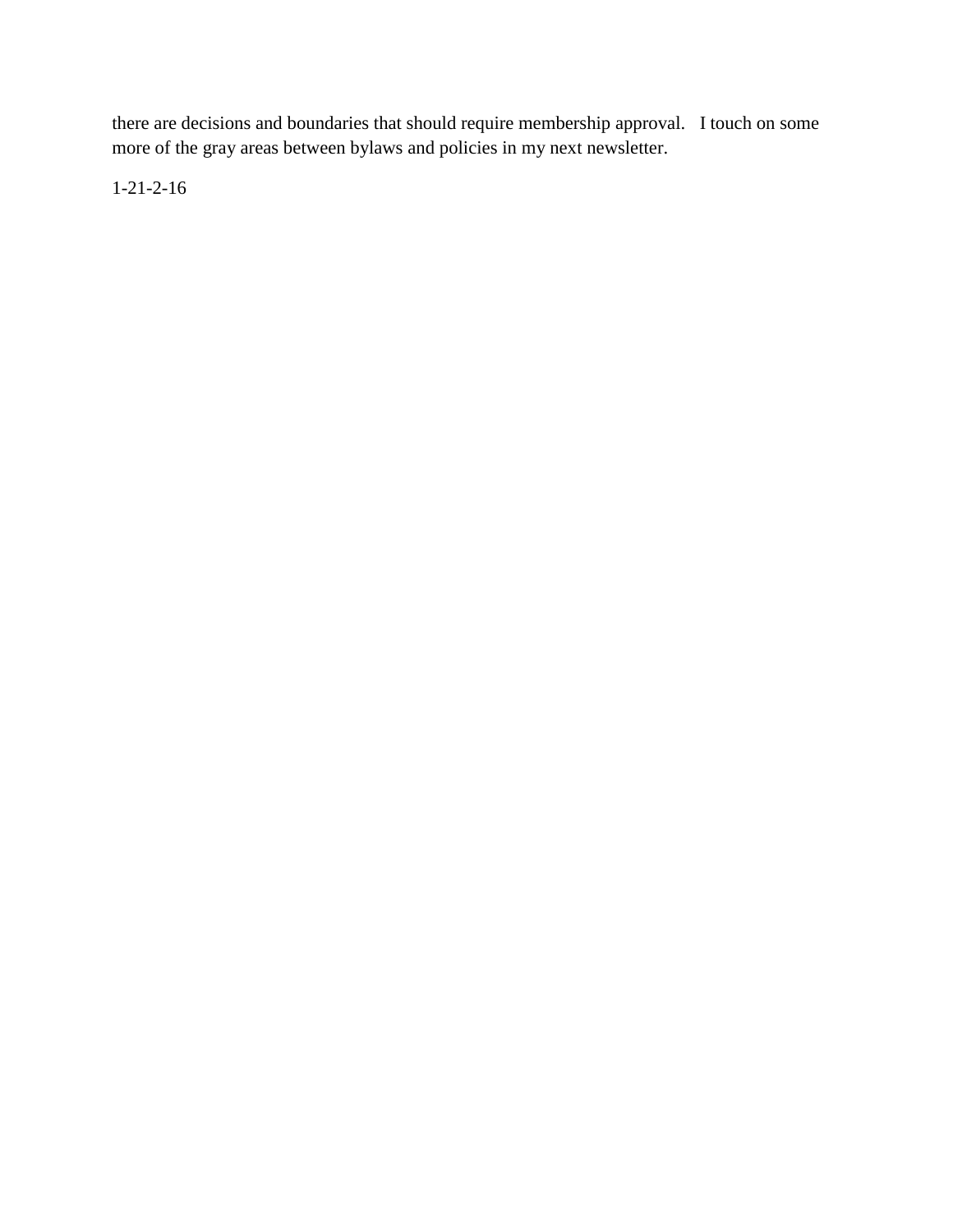there are decisions and boundaries that should require membership approval.   I touch on some more of the gray areas between bylaws and policies in my next newsletter.

1-21-2-16